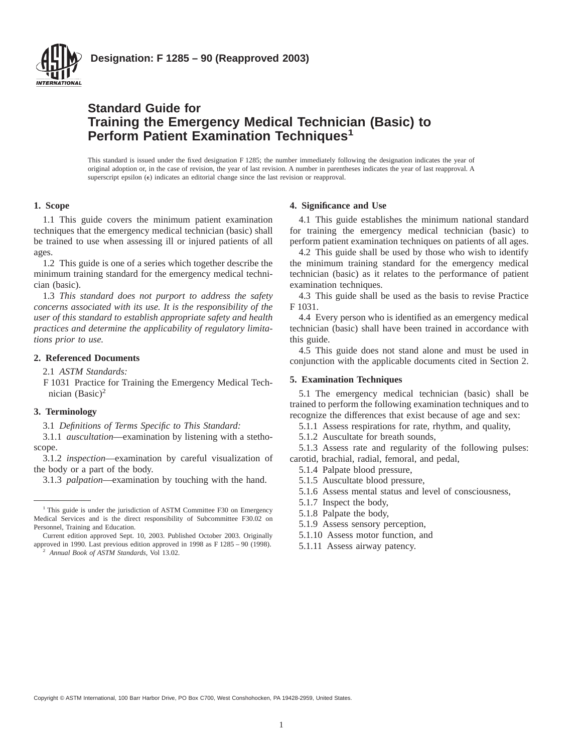**Designation: F 1285 – 90 (Reapproved 2003)**

# Standard Guide for Training the Emergency Medical Technician (Basic) to Perform Patient Examination Techniques[1]

This standard is issued under the fixed designation F 1285; the number immediately following the designation indicates the year of original adoption or, in the case of revision, the year of last revision. A number in parentheses indicates the year of last reapproval. A superscript epsilon (ε) indicates an editorial change since the last revision or reapproval.

## 1. Scope

1.1 This guide covers the minimum patient examination techniques that the emergency medical technician (basic) shall be trained to use when assessing ill or injured patients of all ages.

1.2 This guide is one of a series which together describe the minimum training standard for the emergency medical technician (basic).

1.3 *This standard does not purport to address the safety concerns associated with its use. It is the responsibility of the user of this standard to establish appropriate safety and health practices and determine the applicability of regulatory limitations prior to use.*

## 2. Referenced Documents

2.1 *ASTM Standards:*

F 1031 Practice for Training the Emergency Medical Technician (Basic)[2]

## 3. Terminology

3.1 *Definitions of Terms Specific to This Standard:*

3.1.1 *auscultation*—examination by listening with a stethoscope.

3.1.2 *inspection*—examination by careful visualization of the body or a part of the body.

3.1.3 *palpation*—examination by touching with the hand.

## 4. Significance and Use

4.1 This guide establishes the minimum national standard for training the emergency medical technician (basic) to perform patient examination techniques on patients of all ages.

4.2 This guide shall be used by those who wish to identify the minimum training standard for the emergency medical technician (basic) as it relates to the performance of patient examination techniques.

4.3 This guide shall be used as the basis to revise Practice F 1031.

4.4 Every person who is identified as an emergency medical technician (basic) shall have been trained in accordance with this guide.

4.5 This guide does not stand alone and must be used in conjunction with the applicable documents cited in Section 2.

## 5. Examination Techniques

5.1 The emergency medical technician (basic) shall be trained to perform the following examination techniques and to recognize the differences that exist because of age and sex:

5.1.1 Assess respirations for rate, rhythm, and quality,

5.1.2 Auscultate for breath sounds,

5.1.3 Assess rate and regularity of the following pulses: carotid, brachial, radial, femoral, and pedal,

5.1.4 Palpate blood pressure,

5.1.5 Auscultate blood pressure,

5.1.6 Assess mental status and level of consciousness,

5.1.7 Inspect the body,

5.1.8 Palpate the body,

5.1.9 Assess sensory perception,

5.1.10 Assess motor function, and

5.1.11 Assess airway patency.

---

[1] This guide is under the jurisdiction of ASTM Committee F30 on Emergency Medical Services and is the direct responsibility of Subcommittee F30.02 on Personnel, Training and Education.

Current edition approved Sept. 10, 2003. Published October 2003. Originally approved in 1990. Last previous edition approved in 1998 as F 1285 – 90 (1998).

[2] *Annual Book of ASTM Standards*, Vol 13.02.

Copyright © ASTM International, 100 Barr Harbor Drive, PO Box C700, West Conshohocken, PA 19428-2959, United States.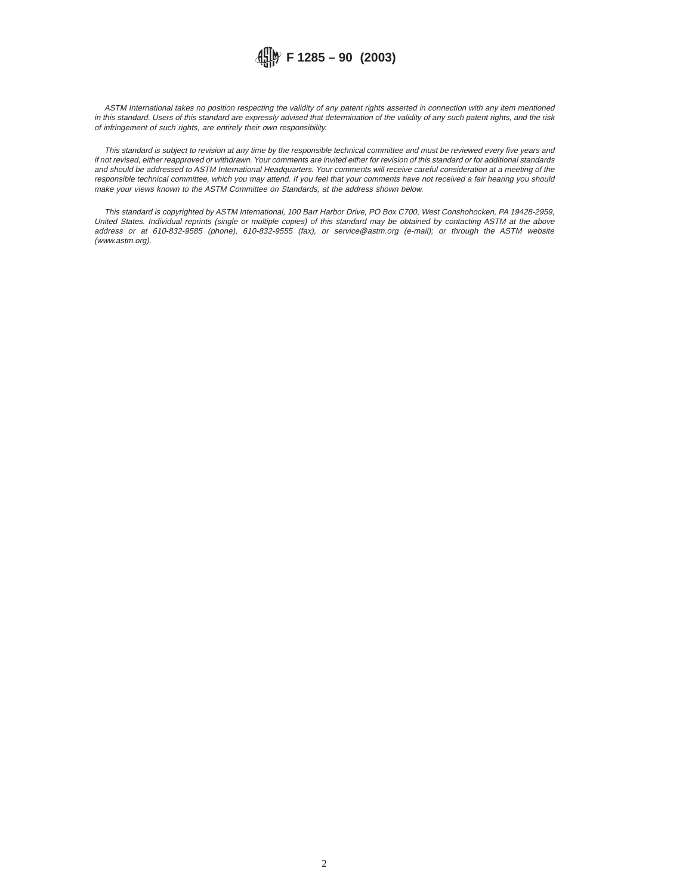*ASTM International takes no position respecting the validity of any patent rights asserted in connection with any item mentioned in this standard. Users of this standard are expressly advised that determination of the validity of any such patent rights, and the risk of infringement of such rights, are entirely their own responsibility.*

*This standard is subject to revision at any time by the responsible technical committee and must be reviewed every five years and if not revised, either reapproved or withdrawn. Your comments are invited either for revision of this standard or for additional standards and should be addressed to ASTM International Headquarters. Your comments will receive careful consideration at a meeting of the responsible technical committee, which you may attend. If you feel that your comments have not received a fair hearing you should make your views known to the ASTM Committee on Standards, at the address shown below.*

*This standard is copyrighted by ASTM International, 100 Barr Harbor Drive, PO Box C700, West Conshohocken, PA 19428-2959, United States. Individual reprints (single or multiple copies) of this standard may be obtained by contacting ASTM at the above address or at 610-832-9585 (phone), 610-832-9555 (fax), or service@astm.org (e-mail); or through the ASTM website (www.astm.org).*